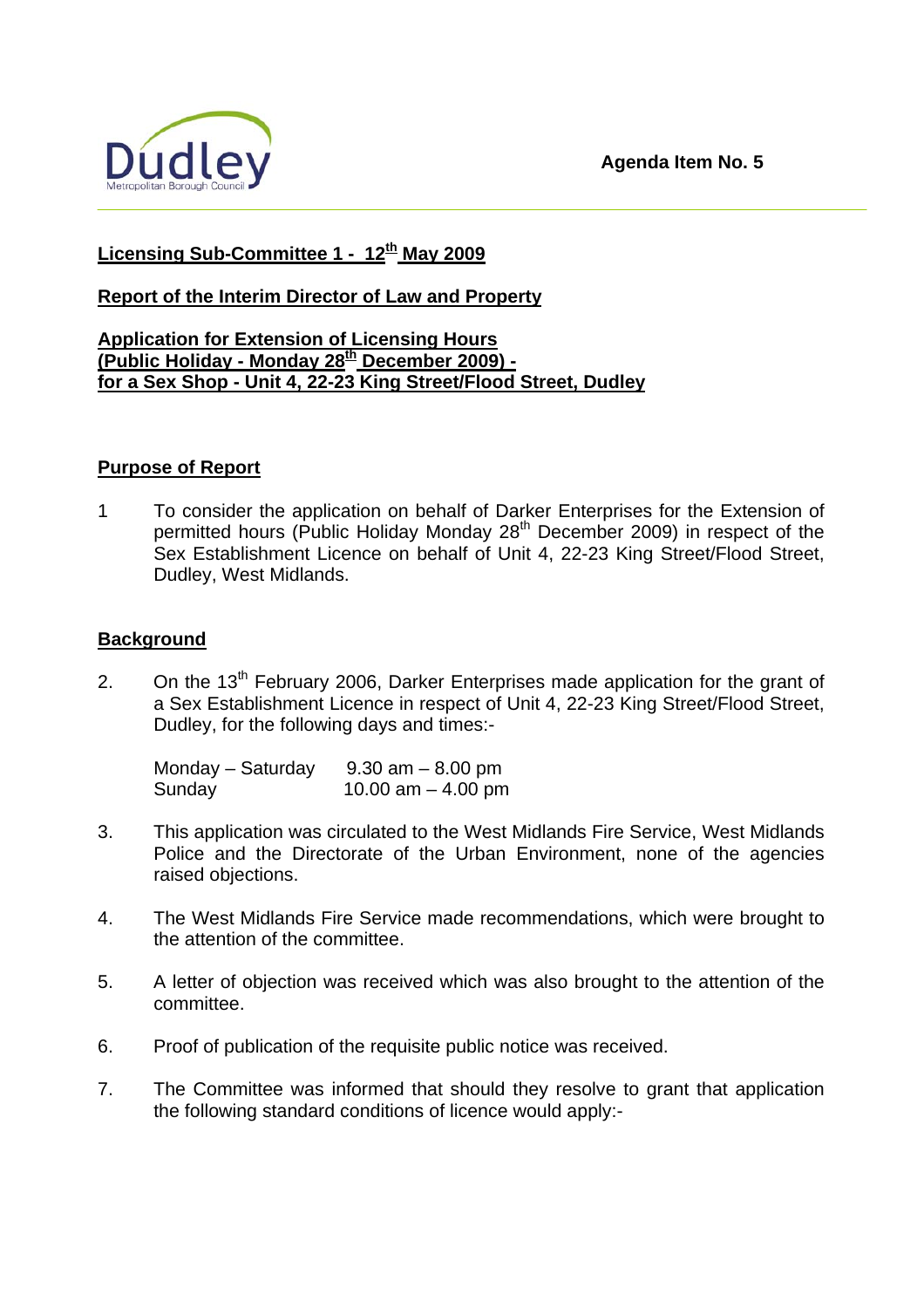**Agenda Item No. 5**

**Licensing Sub-Committee 1 - 12th May 2009**

**Report of the Interim Director of Law and Property**

**Application for Extension of Licensing Hours (Public Holiday - Monday 28th December 2009) - for a Sex Shop - Unit 4, 22-23 King Street/Flood Street, Dudley**

## Purpose of Report

1. To consider the application on behalf of Darker Enterprises for the Extension of permitted hours (Public Holiday Monday 28th December 2009) in respect of the Sex Establishment Licence on behalf of Unit 4, 22-23 King Street/Flood Street, Dudley, West Midlands.

## Background

2. On the 13th February 2006, Darker Enterprises made application for the grant of a Sex Establishment Licence in respect of Unit 4, 22-23 King Street/Flood Street, Dudley, for the following days and times:-

   Monday – Saturday 9.30 am – 8.00 pm
   Sunday 10.00 am – 4.00 pm

3. This application was circulated to the West Midlands Fire Service, West Midlands Police and the Directorate of the Urban Environment, none of the agencies raised objections.

4. The West Midlands Fire Service made recommendations, which were brought to the attention of the committee.

5. A letter of objection was received which was also brought to the attention of the committee.

6. Proof of publication of the requisite public notice was received.

7. The Committee was informed that should they resolve to grant that application the following standard conditions of licence would apply:-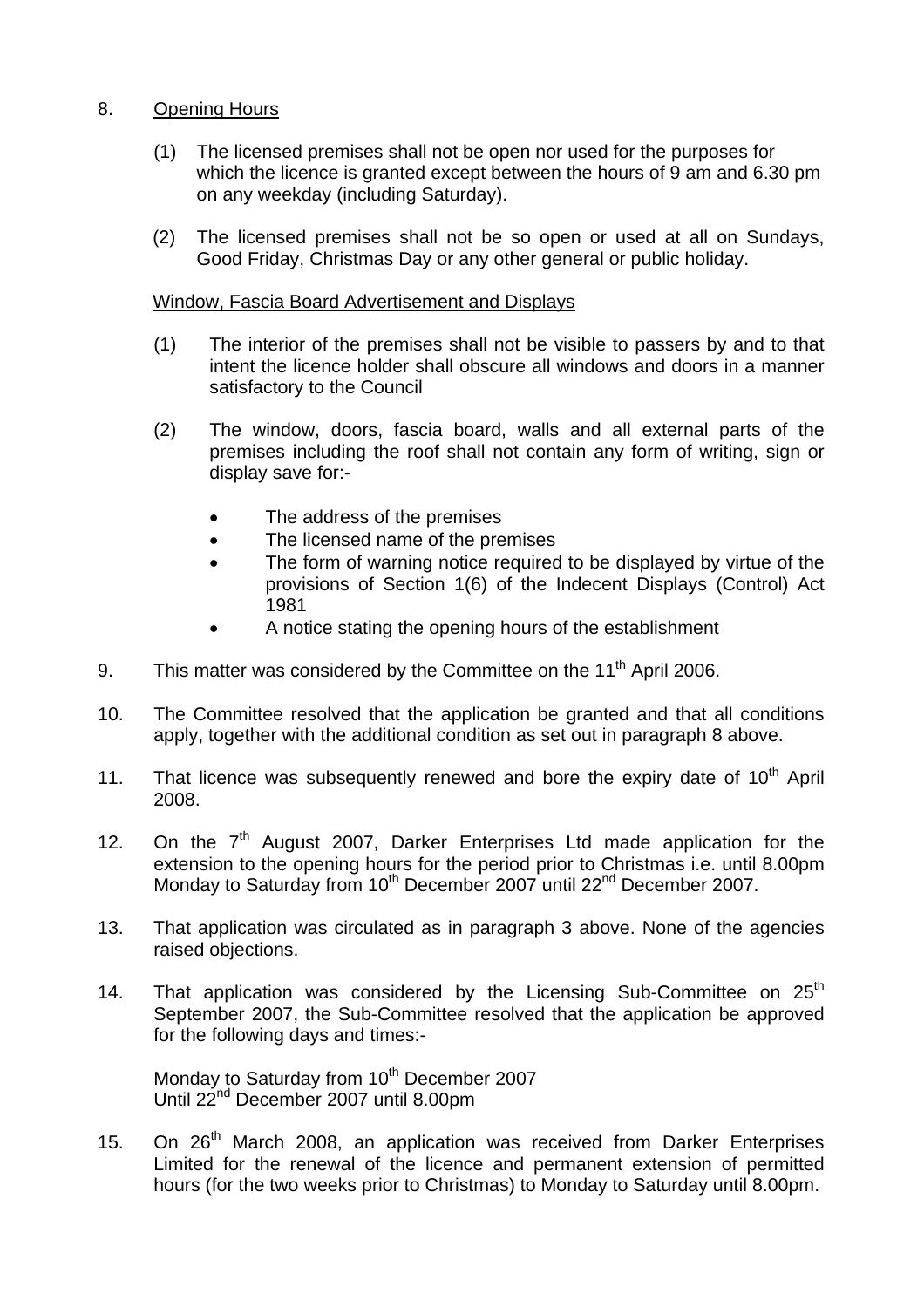8. <u>Opening Hours</u>

   (1) The licensed premises shall not be open nor used for the purposes for which the licence is granted except between the hours of 9 am and 6.30 pm on any weekday (including Saturday).

   (2) The licensed premises shall not be so open or used at all on Sundays, Good Friday, Christmas Day or any other general or public holiday.

   <u>Window, Fascia Board Advertisement and Displays</u>

   (1) The interior of the premises shall not be visible to passers by and to that intent the licence holder shall obscure all windows and doors in a manner satisfactory to the Council

   (2) The window, doors, fascia board, walls and all external parts of the premises including the roof shall not contain any form of writing, sign or display save for:-

   - The address of the premises
   - The licensed name of the premises
   - The form of warning notice required to be displayed by virtue of the provisions of Section 1(6) of the Indecent Displays (Control) Act 1981
   - A notice stating the opening hours of the establishment

9. This matter was considered by the Committee on the 11th April 2006.

10. The Committee resolved that the application be granted and that all conditions apply, together with the additional condition as set out in paragraph 8 above.

11. That licence was subsequently renewed and bore the expiry date of 10th April 2008.

12. On the 7th August 2007, Darker Enterprises Ltd made application for the extension to the opening hours for the period prior to Christmas i.e. until 8.00pm Monday to Saturday from 10th December 2007 until 22nd December 2007.

13. That application was circulated as in paragraph 3 above. None of the agencies raised objections.

14. That application was considered by the Licensing Sub-Committee on 25th September 2007, the Sub-Committee resolved that the application be approved for the following days and times:-

    Monday to Saturday from 10th December 2007
    Until 22nd December 2007 until 8.00pm

15. On 26th March 2008, an application was received from Darker Enterprises Limited for the renewal of the licence and permanent extension of permitted hours (for the two weeks prior to Christmas) to Monday to Saturday until 8.00pm.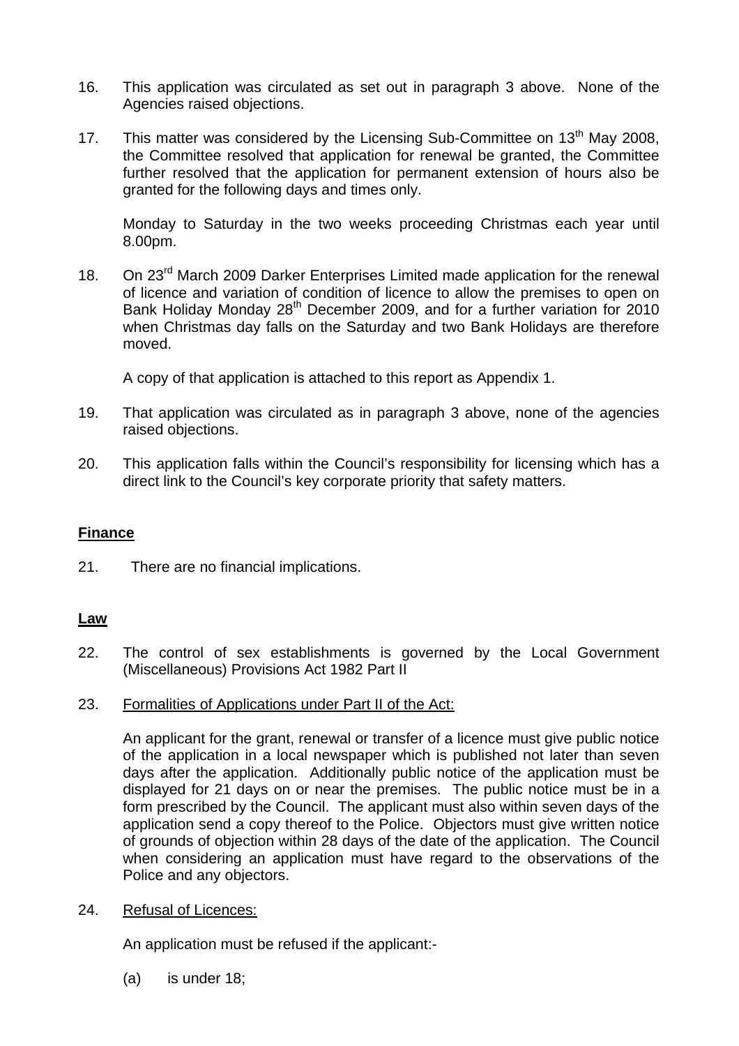16. This application was circulated as set out in paragraph 3 above. None of the Agencies raised objections.

17. This matter was considered by the Licensing Sub-Committee on 13th May 2008, the Committee resolved that application for renewal be granted, the Committee further resolved that the application for permanent extension of hours also be granted for the following days and times only.

    Monday to Saturday in the two weeks proceeding Christmas each year until 8.00pm.

18. On 23rd March 2009 Darker Enterprises Limited made application for the renewal of licence and variation of condition of licence to allow the premises to open on Bank Holiday Monday 28th December 2009, and for a further variation for 2010 when Christmas day falls on the Saturday and two Bank Holidays are therefore moved.

    A copy of that application is attached to this report as Appendix 1.

19. That application was circulated as in paragraph 3 above, none of the agencies raised objections.

20. This application falls within the Council's responsibility for licensing which has a direct link to the Council's key corporate priority that safety matters.

## **Finance**

21. There are no financial implications.

## **Law**

22. The control of sex establishments is governed by the Local Government (Miscellaneous) Provisions Act 1982 Part II

23. Formalities of Applications under Part II of the Act:

    An applicant for the grant, renewal or transfer of a licence must give public notice of the application in a local newspaper which is published not later than seven days after the application. Additionally public notice of the application must be displayed for 21 days on or near the premises. The public notice must be in a form prescribed by the Council. The applicant must also within seven days of the application send a copy thereof to the Police. Objectors must give written notice of grounds of objection within 28 days of the date of the application. The Council when considering an application must have regard to the observations of the Police and any objectors.

24. Refusal of Licences:

    An application must be refused if the applicant:-

    (a) is under 18;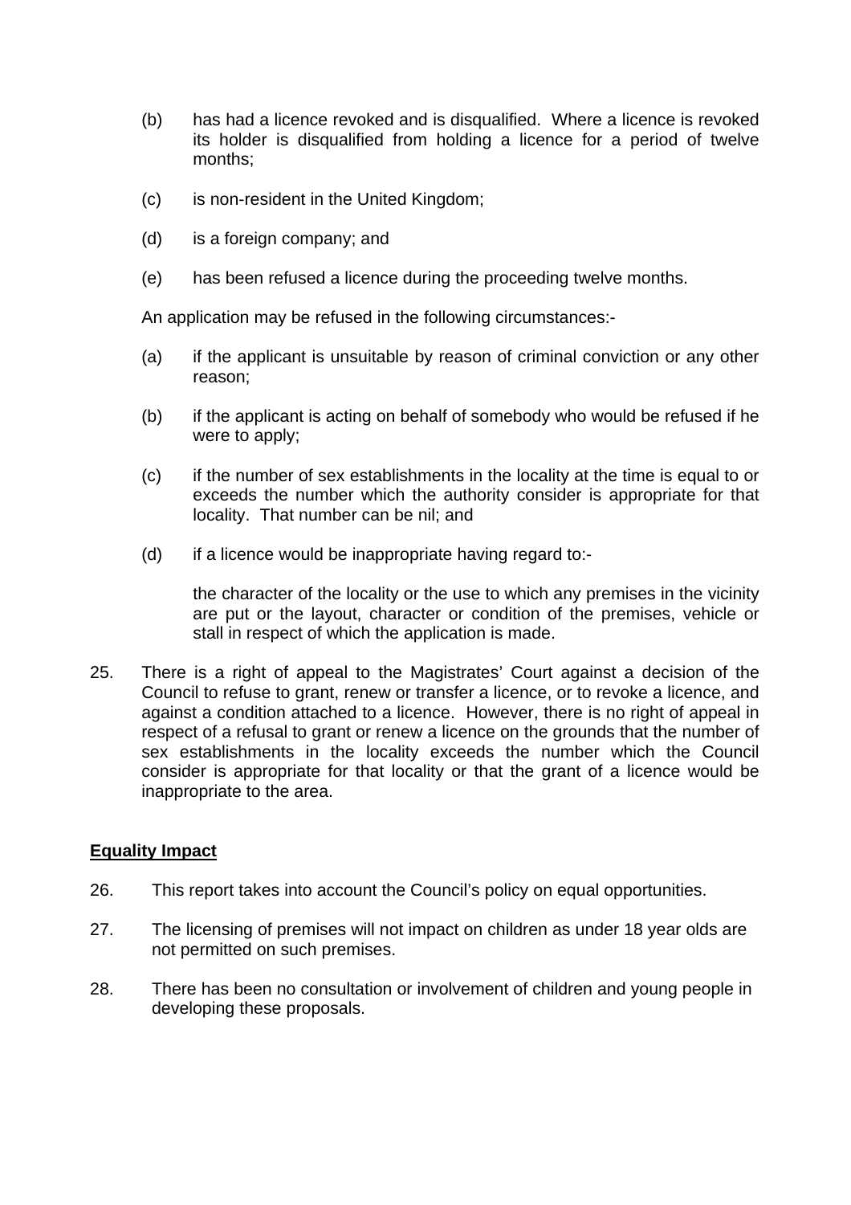(b) has had a licence revoked and is disqualified. Where a licence is revoked its holder is disqualified from holding a licence for a period of twelve months;

(c) is non-resident in the United Kingdom;

(d) is a foreign company; and

(e) has been refused a licence during the proceeding twelve months.

An application may be refused in the following circumstances:-

(a) if the applicant is unsuitable by reason of criminal conviction or any other reason;

(b) if the applicant is acting on behalf of somebody who would be refused if he were to apply;

(c) if the number of sex establishments in the locality at the time is equal to or exceeds the number which the authority consider is appropriate for that locality. That number can be nil; and

(d) if a licence would be inappropriate having regard to:-

the character of the locality or the use to which any premises in the vicinity are put or the layout, character or condition of the premises, vehicle or stall in respect of which the application is made.

25. There is a right of appeal to the Magistrates' Court against a decision of the Council to refuse to grant, renew or transfer a licence, or to revoke a licence, and against a condition attached to a licence. However, there is no right of appeal in respect of a refusal to grant or renew a licence on the grounds that the number of sex establishments in the locality exceeds the number which the Council consider is appropriate for that locality or that the grant of a licence would be inappropriate to the area.

**Equality Impact**

26. This report takes into account the Council's policy on equal opportunities.

27. The licensing of premises will not impact on children as under 18 year olds are not permitted on such premises.

28. There has been no consultation or involvement of children and young people in developing these proposals.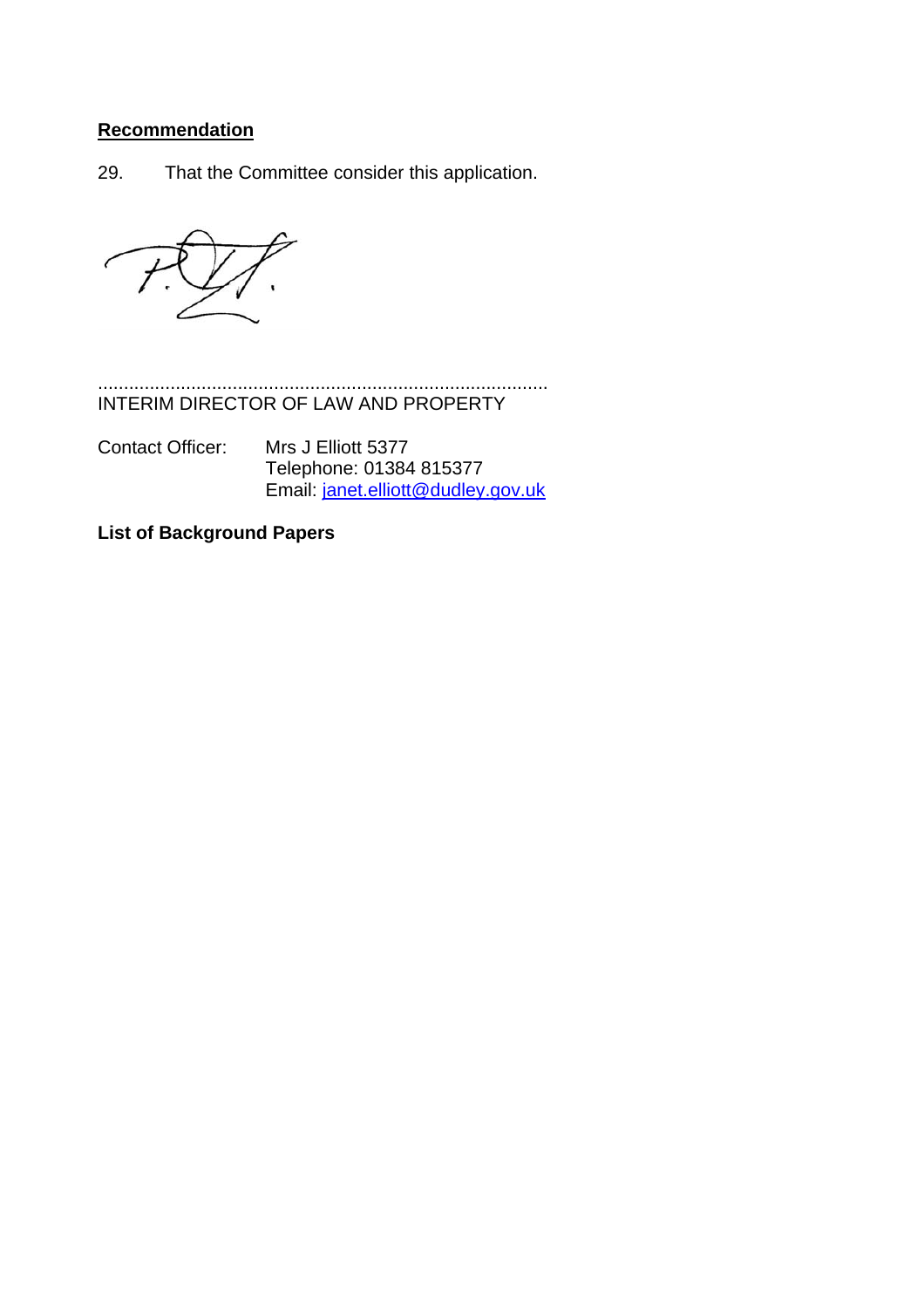## Recommendation

29. That the Committee consider this application.

.....................................................................................
INTERIM DIRECTOR OF LAW AND PROPERTY

Contact Officer: Mrs J Elliott 5377
Telephone: 01384 815377
Email: janet.elliott@dudley.gov.uk

**List of Background Papers**